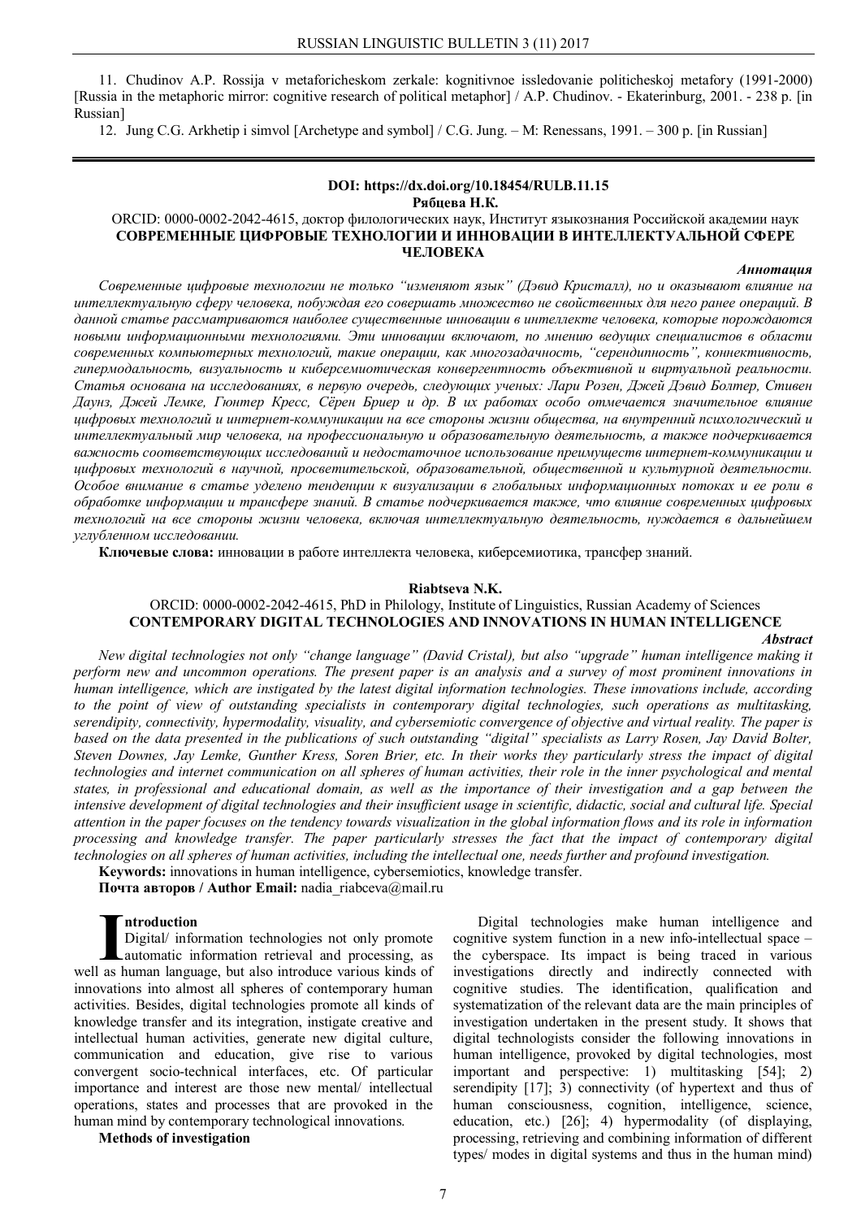11. Chudinov A.P. Rossija v metaforicheskom zerkale: kognitivnoe issledovanie politicheskoj metafory (1991-2000) [Russia in the metaphoric mirror: cognitive research of political metaphor] / A.P. Chudinov. - Ekaterinburg, 2001. - 238 p. [in Russian]

12. Jung C.G. Arkhetip i simvol [Archetype and symbol] / C.G. Jung. – M: Renessans, 1991. – 300 p. [in Russian]

---

**DOI: https://dx.doi.org/10.18454/RULB.11.15**

**Рябцева Н.К.**

ORCID: 0000-0002-2042-4615, доктор филологических наук, Институт языкознания Российской академии наук

# СОВРЕМЕННЫЕ ЦИФРОВЫЕ ТЕХНОЛОГИИ И ИННОВАЦИИ В ИНТЕЛЛЕКТУАЛЬНОЙ СФЕРЕ ЧЕЛОВЕКА

***Аннотация***

*Современные цифровые технологии не только “изменяют язык” (Дэвид Кристалл), но и оказывают влияние на интеллектуальную сферу человека, побуждая его совершать множество не свойственных для него ранее операций. В данной статье рассматриваются наиболее существенные инновации в интеллекте человека, которые порождаются новыми информационными технологиями. Эти инновации включают, по мнению ведущих специалистов в области современных компьютерных технологий, такие операции, как многозадачность, “серендипность”, коннективность, гипермодальность, визуальность и киберсемиотическая конвергентность объективной и виртуальной реальности. Статья основана на исследованиях, в первую очередь, следующих ученых: Лари Розен, Джей Дэвид Болтер, Стивен Даунз, Джей Лемке, Гюнтер Кресс, Сёрен Бриер и др. В их работах особо отмечается значительное влияние цифровых технологий и интернет-коммуникации на все стороны жизни общества, на внутренний психологический и интеллектуальный мир человека, на профессиональную и образовательную деятельность, а также подчеркивается важность соответствующих исследований и недостаточное использование преимуществ интернет-коммуникации и цифровых технологий в научной, просветительской, образовательной, общественной и культурной деятельности. Особое внимание в статье уделено тенденции к визуализации в глобальных информационных потоках и ее роли в обработке информации и трансфере знаний. В статье подчеркивается также, что влияние современных цифровых технологий на все стороны жизни человека, включая интеллектуальную деятельность, нуждается в дальнейшем углубленном исследовании.*

**Ключевые слова:** инновации в работе интеллекта человека, киберсемиотика, трансфер знаний.

**Riabtseva N.K.**

ORCID: 0000-0002-2042-4615, PhD in Philology, Institute of Linguistics, Russian Academy of Sciences

# CONTEMPORARY DIGITAL TECHNOLOGIES AND INNOVATIONS IN HUMAN INTELLIGENCE

***Abstract***

*New digital technologies not only “change language” (David Cristal), but also “upgrade” human intelligence making it perform new and uncommon operations. The present paper is an analysis and a survey of most prominent innovations in human intelligence, which are instigated by the latest digital information technologies. These innovations include, according to the point of view of outstanding specialists in contemporary digital technologies, such operations as multitasking, serendipity, connectivity, hypermodality, visuality, and cybersemiotic convergence of objective and virtual reality. The paper is based on the data presented in the publications of such outstanding “digital” specialists as Larry Rosen, Jay David Bolter, Steven Downes, Jay Lemke, Gunther Kress, Soren Brier, etc. In their works they particularly stress the impact of digital technologies and internet communication on all spheres of human activities, their role in the inner psychological and mental states, in professional and educational domain, as well as the importance of their investigation and a gap between the intensive development of digital technologies and their insufficient usage in scientific, didactic, social and cultural life. Special attention in the paper focuses on the tendency towards visualization in the global information flows and its role in information processing and knowledge transfer. The paper particularly stresses the fact that the impact of contemporary digital technologies on all spheres of human activities, including the intellectual one, needs further and profound investigation.*

**Keywords:** innovations in human intelligence, cybersemiotics, knowledge transfer.

**Почта авторов / Author Email:** nadia_riabceva@mail.ru

## Introduction

Digital/ information technologies not only promote automatic information retrieval and processing, as well as human language, but also introduce various kinds of innovations into almost all spheres of contemporary human activities. Besides, digital technologies promote all kinds of knowledge transfer and its integration, instigate creative and intellectual human activities, generate new digital culture, communication and education, give rise to various convergent socio-technical interfaces, etc. Of particular importance and interest are those new mental/ intellectual operations, states and processes that are provoked in the human mind by contemporary technological innovations.

## Methods of investigation

Digital technologies make human intelligence and cognitive system function in a new info-intellectual space – the cyberspace. Its impact is being traced in various investigations directly and indirectly connected with cognitive studies. The identification, qualification and systematization of the relevant data are the main principles of investigation undertaken in the present study. It shows that digital technologists consider the following innovations in human intelligence, provoked by digital technologies, most important and perspective: 1) multitasking [54]; 2) serendipity [17]; 3) connectivity (of hypertext and thus of human consciousness, cognition, intelligence, science, education, etc.) [26]; 4) hypermodality (of displaying, processing, retrieving and combining information of different types/ modes in digital systems and thus in the human mind)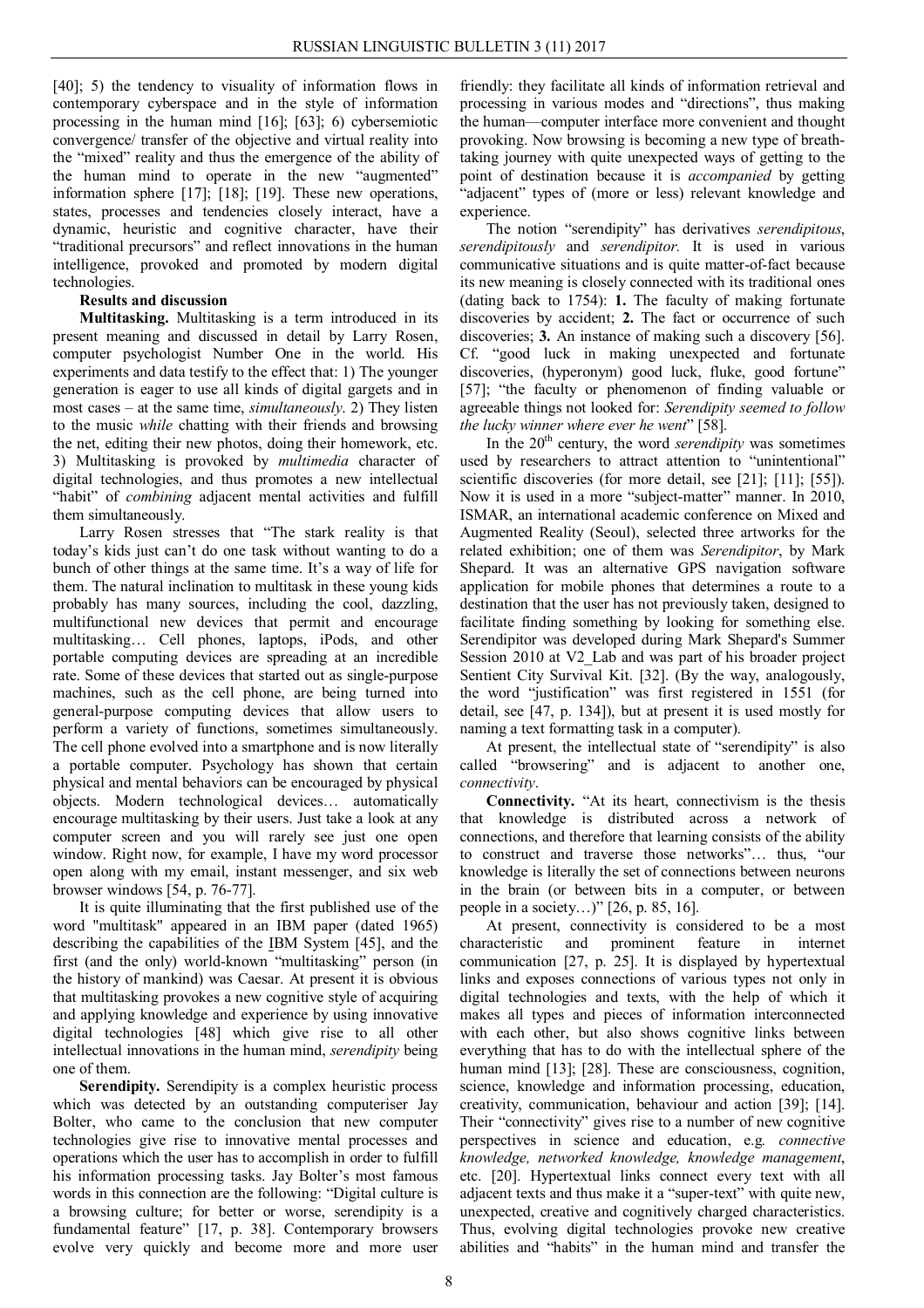[40]; 5) the tendency to visuality of information flows in contemporary cyberspace and in the style of information processing in the human mind [16]; [63]; 6) cybersemiotic convergence/ transfer of the objective and virtual reality into the "mixed" reality and thus the emergence of the ability of the human mind to operate in the new "augmented" information sphere [17]; [18]; [19]. These new operations, states, processes and tendencies closely interact, have a dynamic, heuristic and cognitive character, have their "traditional precursors" and reflect innovations in the human intelligence, provoked and promoted by modern digital technologies.

**Results and discussion**

**Multitasking.** Multitasking is a term introduced in its present meaning and discussed in detail by Larry Rosen, computer psychologist Number One in the world. His experiments and data testify to the effect that: 1) The younger generation is eager to use all kinds of digital gargets and in most cases – at the same time, *simultaneously*. 2) They listen to the music *while* chatting with their friends and browsing the net, editing their new photos, doing their homework, etc. 3) Multitasking is provoked by *multimedia* character of digital technologies, and thus promotes a new intellectual "habit" of *combining* adjacent mental activities and fulfill them simultaneously.

Larry Rosen stresses that "The stark reality is that today's kids just can't do one task without wanting to do a bunch of other things at the same time. It's a way of life for them. The natural inclination to multitask in these young kids probably has many sources, including the cool, dazzling, multifunctional new devices that permit and encourage multitasking… Cell phones, laptops, iPods, and other portable computing devices are spreading at an incredible rate. Some of these devices that started out as single-purpose machines, such as the cell phone, are being turned into general-purpose computing devices that allow users to perform a variety of functions, sometimes simultaneously. The cell phone evolved into a smartphone and is now literally a portable computer. Psychology has shown that certain physical and mental behaviors can be encouraged by physical objects. Modern technological devices… automatically encourage multitasking by their users. Just take a look at any computer screen and you will rarely see just one open window. Right now, for example, I have my word processor open along with my email, instant messenger, and six web browser windows [54, p. 76-77].

It is quite illuminating that the first published use of the word "multitask" appeared in an IBM paper (dated 1965) describing the capabilities of the IBM System [45], and the first (and the only) world-known "multitasking" person (in the history of mankind) was Caesar. At present it is obvious that multitasking provokes a new cognitive style of acquiring and applying knowledge and experience by using innovative digital technologies [48] which give rise to all other intellectual innovations in the human mind, *serendipity* being one of them.

**Serendipity.** Serendipity is a complex heuristic process which was detected by an outstanding computeriser Jay Bolter, who came to the conclusion that new computer technologies give rise to innovative mental processes and operations which the user has to accomplish in order to fulfill his information processing tasks. Jay Bolter's most famous words in this connection are the following: "Digital culture is a browsing culture; for better or worse, serendipity is a fundamental feature" [17, p. 38]. Contemporary browsers evolve very quickly and become more and more user friendly: they facilitate all kinds of information retrieval and processing in various modes and "directions", thus making the human—computer interface more convenient and thought provoking. Now browsing is becoming a new type of breath-taking journey with quite unexpected ways of getting to the point of destination because it is *accompanied* by getting "adjacent" types of (more or less) relevant knowledge and experience.

The notion "serendipity" has derivatives *serendipitous*, *serendipitously* and *serendipitor.* It is used in various communicative situations and is quite matter-of-fact because its new meaning is closely connected with its traditional ones (dating back to 1754): **1.** The faculty of making fortunate discoveries by accident; **2.** The fact or occurrence of such discoveries; **3.** An instance of making such a discovery [56]. Cf. "good luck in making unexpected and fortunate discoveries, (hyperonym) good luck, fluke, good fortune" [57]; "the faculty or phenomenon of finding valuable or agreeable things not looked for: *Serendipity seemed to follow the lucky winner where ever he went*" [58].

In the 20th century, the word *serendipity* was sometimes used by researchers to attract attention to "unintentional" scientific discoveries (for more detail, see [21]; [11]; [55]). Now it is used in a more "subject-matter" manner. In 2010, ISMAR, an international academic conference on Mixed and Augmented Reality (Seoul), selected three artworks for the related exhibition; one of them was *Serendipitor*, by Mark Shepard. It was an alternative GPS navigation software application for mobile phones that determines a route to a destination that the user has not previously taken, designed to facilitate finding something by looking for something else. Serendipitor was developed during Mark Shepard's Summer Session 2010 at V2_Lab and was part of his broader project Sentient City Survival Kit. [32]. (By the way, analogously, the word "justification" was first registered in 1551 (for detail, see [47, p. 134]), but at present it is used mostly for naming a text formatting task in a computer).

At present, the intellectual state of "serendipity" is also called "browsering" and is adjacent to another one, *connectivity*.

**Connectivity.** "At its heart, connectivism is the thesis that knowledge is distributed across a network of connections, and therefore that learning consists of the ability to construct and traverse those networks"… thus, "our knowledge is literally the set of connections between neurons in the brain (or between bits in a computer, or between people in a society…)" [26, p. 85, 16].

At present, connectivity is considered to be a most characteristic and prominent feature in internet communication [27, p. 25]. It is displayed by hypertextual links and exposes connections of various types not only in digital technologies and texts, with the help of which it makes all types and pieces of information interconnected with each other, but also shows cognitive links between everything that has to do with the intellectual sphere of the human mind [13]; [28]. These are consciousness, cognition, science, knowledge and information processing, education, creativity, communication, behaviour and action [39]; [14]. Their "connectivity" gives rise to a number of new cognitive perspectives in science and education, e.g*. connective knowledge, networked knowledge, knowledge management*, etc. [20]. Hypertextual links connect every text with all adjacent texts and thus make it a "super-text" with quite new, unexpected, creative and cognitively charged characteristics. Thus, evolving digital technologies provoke new creative abilities and "habits" in the human mind and transfer the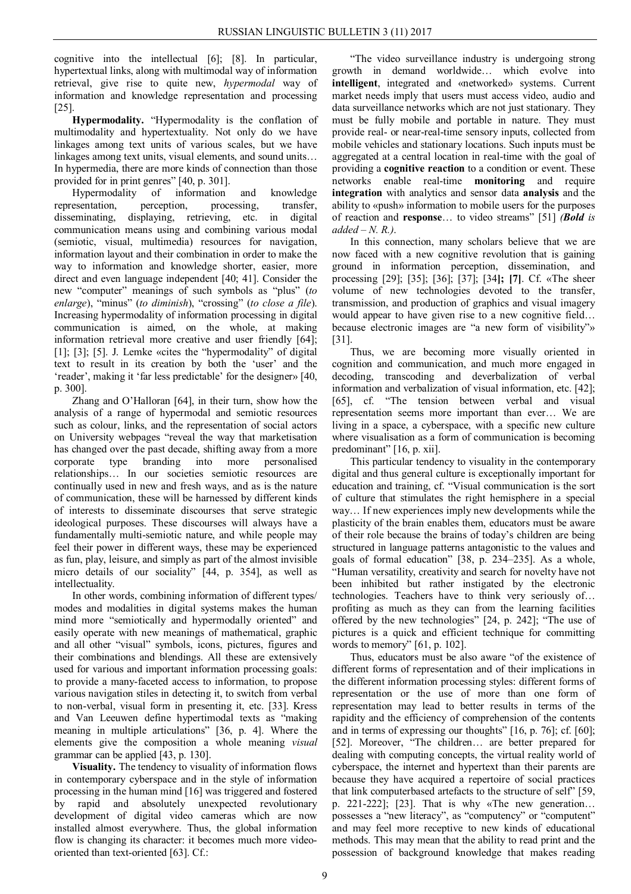cognitive into the intellectual [6]; [8]. In particular, hypertextual links, along with multimodal way of information retrieval, give rise to quite new, *hypermodal* way of information and knowledge representation and processing [25].

**Hypermodality.** "Hypermodality is the conflation of multimodality and hypertextuality. Not only do we have linkages among text units of various scales, but we have linkages among text units, visual elements, and sound units… In hypermedia, there are more kinds of connection than those provided for in print genres" [40, p. 301].

Hypermodality of information and knowledge representation, perception, processing, transfer, disseminating, displaying, retrieving, etc. in digital communication means using and combining various modal (semiotic, visual, multimedia) resources for navigation, information layout and their combination in order to make the way to information and knowledge shorter, easier, more direct and even language independent [40; 41]. Consider the new "computer" meanings of such symbols as "plus" (*to enlarge*), "minus" (*to diminish*), "crossing" (*to close a file*). Increasing hypermodality of information processing in digital communication is aimed, on the whole, at making information retrieval more creative and user friendly [64]; [1]; [3]; [5]. J. Lemke «cites the "hypermodality" of digital text to result in its creation by both the 'user' and the 'reader', making it 'far less predictable' for the designer» [40, p. 300].

Zhang and O'Halloran [64], in their turn, show how the analysis of a range of hypermodal and semiotic resources such as colour, links, and the representation of social actors on University webpages "reveal the way that marketisation has changed over the past decade, shifting away from a more corporate type branding into more personalised relationships… In our societies semiotic resources are continually used in new and fresh ways, and as is the nature of communication, these will be harnessed by different kinds of interests to disseminate discourses that serve strategic ideological purposes. These discourses will always have a fundamentally multi-semiotic nature, and while people may feel their power in different ways, these may be experienced as fun, play, leisure, and simply as part of the almost invisible micro details of our sociality" [44, p. 354], as well as intellectuality.

In other words, combining information of different types/ modes and modalities in digital systems makes the human mind more "semiotically and hypermodally oriented" and easily operate with new meanings of mathematical, graphic and all other "visual" symbols, icons, pictures, figures and their combinations and blendings. All these are extensively used for various and important information processing goals: to provide a many-faceted access to information, to propose various navigation stiles in detecting it, to switch from verbal to non-verbal, visual form in presenting it, etc. [33]. Kress and Van Leeuwen define hypertimodal texts as "making meaning in multiple articulations" [36, p. 4]. Where the elements give the composition a whole meaning *visual* grammar can be applied [43, p. 130].

**Visuality.** The tendency to visuality of information flows in contemporary cyberspace and in the style of information processing in the human mind [16] was triggered and fostered by rapid and absolutely unexpected revolutionary development of digital video cameras which are now installed almost everywhere. Thus, the global information flow is changing its character: it becomes much more video-oriented than text-oriented [63]. Cf.:

"The video surveillance industry is undergoing strong growth in demand worldwide… which evolve into **intelligent**, integrated and «networked» systems. Current market needs imply that users must access video, audio and data surveillance networks which are not just stationary. They must be fully mobile and portable in nature. They must provide real- or near-real-time sensory inputs, collected from mobile vehicles and stationary locations. Such inputs must be aggregated at a central location in real-time with the goal of providing a **cognitive reaction** to a condition or event. These networks enable real-time **monitoring** and require **integration** with analytics and sensor data **analysis** and the ability to «push» information to mobile users for the purposes of reaction and **response**… to video streams" [51] ***(Bold** is added – N. R.).*

In this connection, many scholars believe that we are now faced with a new cognitive revolution that is gaining ground in information perception, dissemination, and processing [29]; [35]; [36]; [37]; [34**]; [7]**. Cf. «The sheer volume of new technologies devoted to the transfer, transmission, and production of graphics and visual imagery would appear to have given rise to a new cognitive field… because electronic images are "a new form of visibility"» [31].

Thus, we are becoming more visually oriented in cognition and communication, and much more engaged in decoding, transcoding and deverbalization of verbal information and verbalization of visual information, etc. [42]; [65], cf. "The tension between verbal and visual representation seems more important than ever… We are living in a space, a cyberspace, with a specific new culture where visualisation as a form of communication is becoming predominant" [16, p. xii].

This particular tendency to visuality in the contemporary digital and thus general culture is exceptionally important for education and training, cf. "Visual communication is the sort of culture that stimulates the right hemisphere in a special way… If new experiences imply new developments while the plasticity of the brain enables them, educators must be aware of their role because the brains of today's children are being structured in language patterns antagonistic to the values and goals of formal education" [38, p. 234–235]. As a whole, "Human versatility, creativity and search for novelty have not been inhibited but rather instigated by the electronic technologies. Teachers have to think very seriously of… profiting as much as they can from the learning facilities offered by the new technologies" [24, p. 242]; "The use of pictures is a quick and efficient technique for committing words to memory" [61, p. 102].

Thus, educators must be also aware "of the existence of different forms of representation and of their implications in the different information processing styles: different forms of representation or the use of more than one form of representation may lead to better results in terms of the rapidity and the efficiency of comprehension of the contents and in terms of expressing our thoughts" [16, p. 76]; cf. [60]; [52]. Moreover, "The children… are better prepared for dealing with computing concepts, the virtual reality world of cyberspace, the internet and hypertext than their parents are because they have acquired a repertoire of social practices that link computerbased artefacts to the structure of self" [59, p. 221-222]; [23]. That is why «The new generation… possesses a "new literacy", as "computency" or "computent" and may feel more receptive to new kinds of educational methods. This may mean that the ability to read print and the possession of background knowledge that makes reading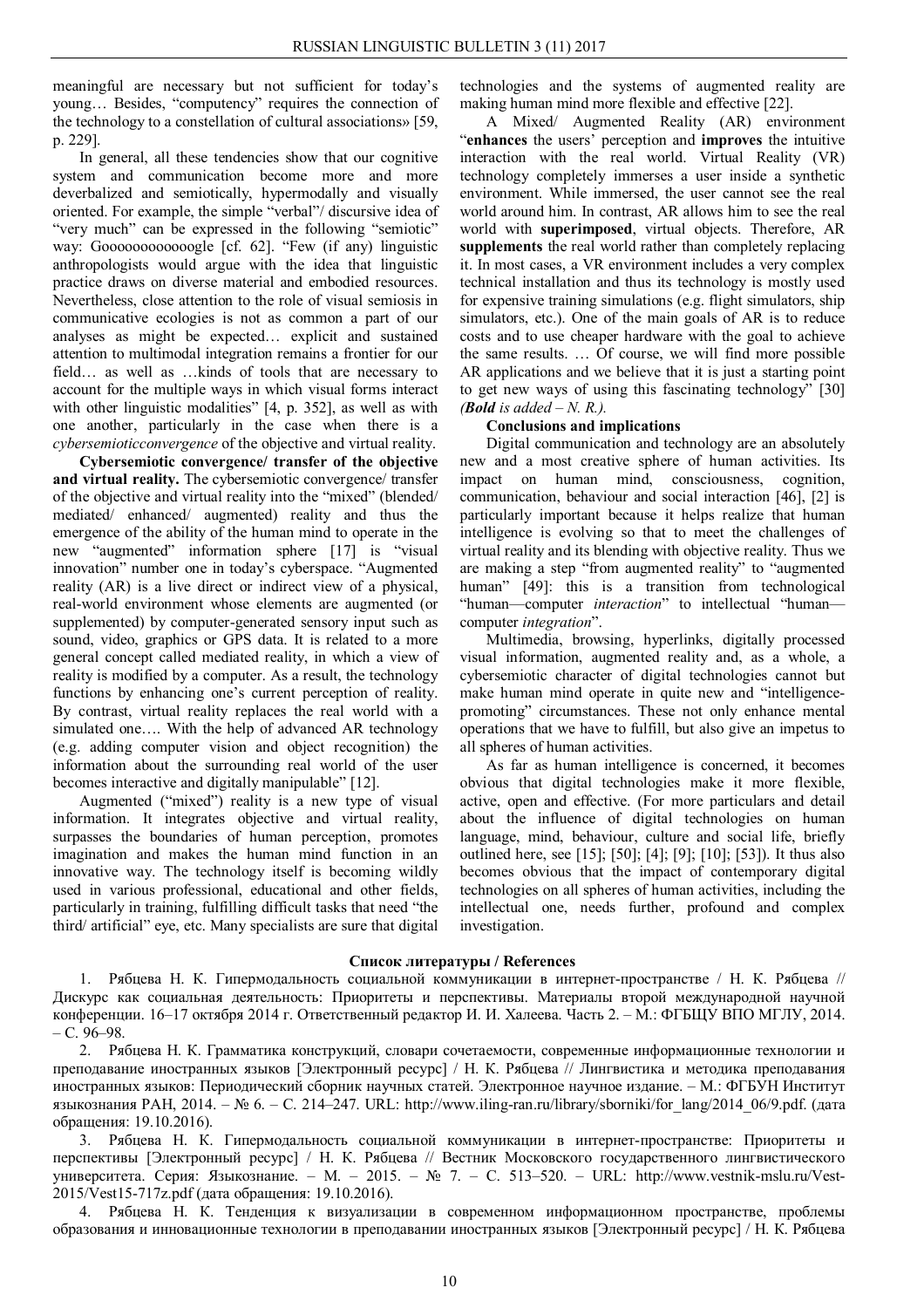meaningful are necessary but not sufficient for today's young… Besides, "computency" requires the connection of the technology to a constellation of cultural associations» [59, p. 229].

In general, all these tendencies show that our cognitive system and communication become more and more deverbalized and semiotically, hypermodally and visually oriented. For example, the simple "verbal"/ discursive idea of "very much" can be expressed in the following "semiotic" way: Goooooooooooogle [cf. 62]. "Few (if any) linguistic anthropologists would argue with the idea that linguistic practice draws on diverse material and embodied resources. Nevertheless, close attention to the role of visual semiosis in communicative ecologies is not as common a part of our analyses as might be expected… explicit and sustained attention to multimodal integration remains a frontier for our field… as well as …kinds of tools that are necessary to account for the multiple ways in which visual forms interact with other linguistic modalities" [4, p. 352], as well as with one another, particularly in the case when there is a *cybersemioticconvergence* of the objective and virtual reality.

**Cybersemiotic convergence/ transfer of the objective and virtual reality.** The cybersemiotic convergence/ transfer of the objective and virtual reality into the "mixed" (blended/ mediated/ enhanced/ augmented) reality and thus the emergence of the ability of the human mind to operate in the new "augmented" information sphere [17] is "visual innovation" number one in today's cyberspace. "Augmented reality (AR) is a live direct or indirect view of a physical, real-world environment whose elements are augmented (or supplemented) by computer-generated sensory input such as sound, video, graphics or GPS data. It is related to a more general concept called mediated reality, in which a view of reality is modified by a computer. As a result, the technology functions by enhancing one's current perception of reality. By contrast, virtual reality replaces the real world with a simulated one…. With the help of advanced AR technology (e.g. adding computer vision and object recognition) the information about the surrounding real world of the user becomes interactive and digitally manipulable" [12].

Augmented ("mixed") reality is a new type of visual information. It integrates objective and virtual reality, surpasses the boundaries of human perception, promotes imagination and makes the human mind function in an innovative way. The technology itself is becoming wildly used in various professional, educational and other fields, particularly in training, fulfilling difficult tasks that need "the third/ artificial" eye, etc. Many specialists are sure that digital technologies and the systems of augmented reality are making human mind more flexible and effective [22].

A Mixed/ Augmented Reality (AR) environment "**enhances** the users' perception and **improves** the intuitive interaction with the real world. Virtual Reality (VR) technology completely immerses a user inside a synthetic environment. While immersed, the user cannot see the real world around him. In contrast, AR allows him to see the real world with **superimposed**, virtual objects. Therefore, AR **supplements** the real world rather than completely replacing it. In most cases, a VR environment includes a very complex technical installation and thus its technology is mostly used for expensive training simulations (e.g. flight simulators, ship simulators, etc.). One of the main goals of AR is to reduce costs and to use cheaper hardware with the goal to achieve the same results. … Of course, we will find more possible AR applications and we believe that it is just a starting point to get new ways of using this fascinating technology" [30] *(**Bold** is added – N. R.).*

**Conclusions and implications**

Digital communication and technology are an absolutely new and a most creative sphere of human activities. Its impact on human mind, consciousness, cognition, communication, behaviour and social interaction [46], [2] is particularly important because it helps realize that human intelligence is evolving so that to meet the challenges of virtual reality and its blending with objective reality. Thus we are making a step "from augmented reality" to "augmented human" [49]: this is a transition from technological "human—computer *interaction*" to intellectual "human—computer *integration*".

Multimedia, browsing, hyperlinks, digitally processed visual information, augmented reality and, as a whole, a cybersemiotic character of digital technologies cannot but make human mind operate in quite new and "intelligence-promoting" circumstances. These not only enhance mental operations that we have to fulfill, but also give an impetus to all spheres of human activities.

As far as human intelligence is concerned, it becomes obvious that digital technologies make it more flexible, active, open and effective. (For more particulars and detail about the influence of digital technologies on human language, mind, behaviour, culture and social life, briefly outlined here, see [15]; [50]; [4]; [9]; [10]; [53]). It thus also becomes obvious that the impact of contemporary digital technologies on all spheres of human activities, including the intellectual one, needs further, profound and complex investigation.

**Список литературы / References**

1. Рябцева Н. К. Гипермодальность социальной коммуникации в интернет-пространстве / Н. К. Рябцева // Дискурс как социальная деятельность: Приоритеты и перспективы. Материалы второй международной научной конференции. 16–17 октября 2014 г. Ответственный редактор И. И. Халеева. Часть 2. – М.: ФГБЩУ ВПО МГЛУ, 2014. – С. 96–98.

2. Рябцева Н. К. Грамматика конструкций, словари сочетаемости, современные информационные технологии и преподавание иностранных языков [Электронный ресурс] / Н. К. Рябцева // Лингвистика и методика преподавания иностранных языков: Периодический сборник научных статей. Электронное научное издание. – М.: ФГБУН Институт языкознания РАН, 2014. – № 6. – С. 214–247. URL: http://www.iling-ran.ru/library/sborniki/for_lang/2014_06/9.pdf. (дата обращения: 19.10.2016).

3. Рябцева Н. К. Гипермодальность социальной коммуникации в интернет-пространстве: Приоритеты и перспективы [Электронный ресурс] / Н. К. Рябцева // Вестник Московского государственного лингвистического университета. Серия: Языкознание. – М. – 2015. – № 7. – С. 513–520. – URL: http://www.vestnik-mslu.ru/Vest-2015/Vest15-717z.pdf (дата обращения: 19.10.2016).

4. Рябцева Н. К. Тенденция к визуализации в современном информационном пространстве, проблемы образования и инновационные технологии в преподавании иностранных языков [Электронный ресурс] / Н. К. Рябцева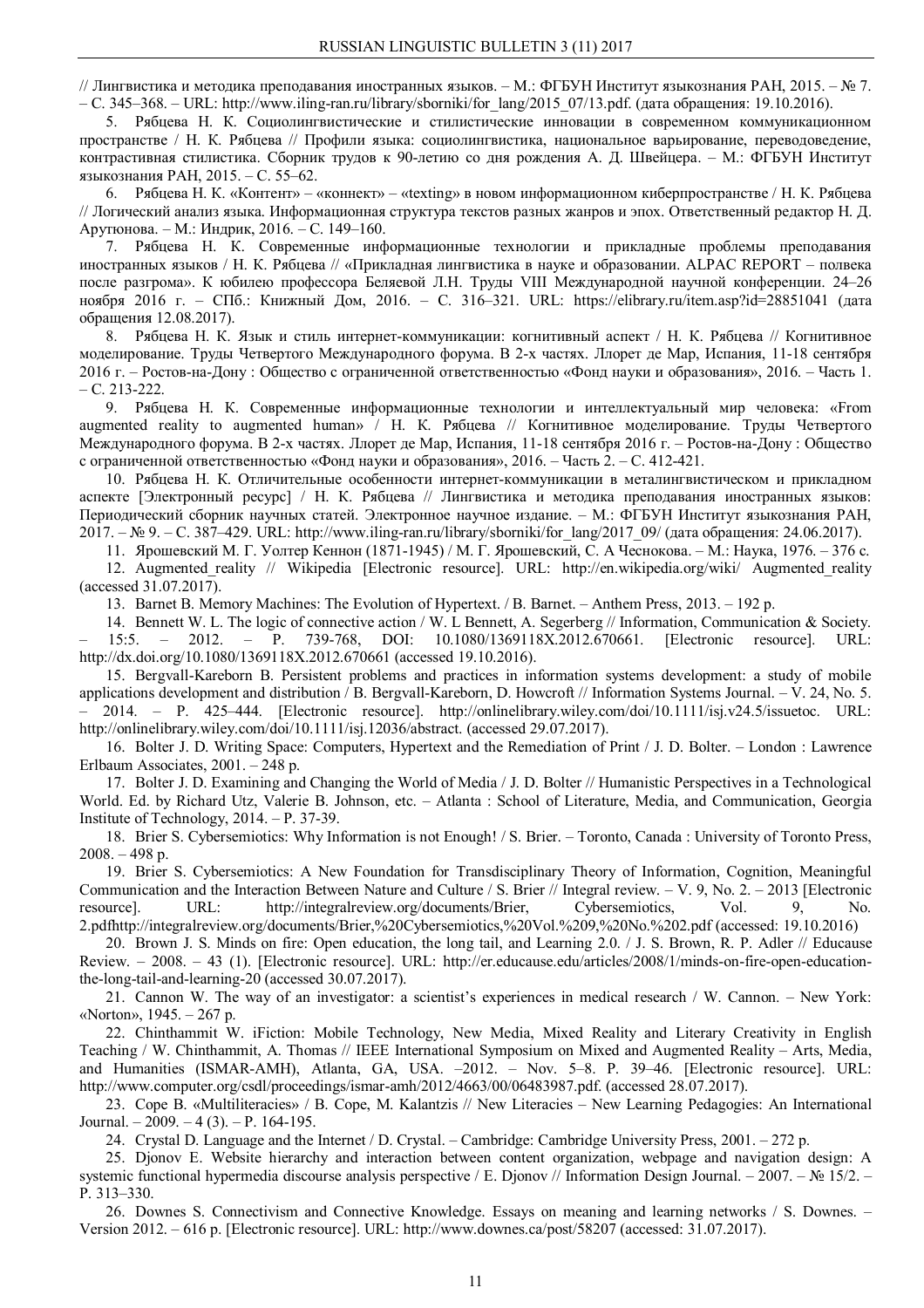// Лингвистика и методика преподавания иностранных языков. – М.: ФГБУН Институт языкознания РАН, 2015. – № 7. – С. 345–368. – URL: http://www.iling-ran.ru/library/sborniki/for_lang/2015_07/13.pdf. (дата обращения: 19.10.2016).

5. Рябцева Н. К. Социолингвистические и стилистические инновации в современном коммуникационном пространстве / Н. К. Рябцева // Профили языка: социолингвистика, национальное варьирование, переводоведение, контрастивная стилистика. Сборник трудов к 90-летию со дня рождения А. Д. Швейцера. – М.: ФГБУН Институт языкознания РАН, 2015. – С. 55–62.

6. Рябцева Н. К. «Контент» – «коннект» – «texting» в новом информационном киберпространстве / Н. К. Рябцева // Логический анализ языка. Информационная структура текстов разных жанров и эпох. Ответственный редактор Н. Д. Арутюнова. – М.: Индрик, 2016. – С. 149–160.

7. Рябцева Н. К. Современные информационные технологии и прикладные проблемы преподавания иностранных языков / Н. К. Рябцева // «Прикладная лингвистика в науке и образовании. ALPAC REPORT – полвека после разгрома». К юбилею профессора Беляевой Л.Н. Труды VIII Международной научной конференции. 24–26 ноября 2016 г. – СПб.: Книжный Дом, 2016. – С. 316–321. URL: https://elibrary.ru/item.asp?id=28851041 (дата обращения 12.08.2017).

8. Рябцева Н. К. Язык и стиль интернет-коммуникации: когнитивный аспект / Н. К. Рябцева // Когнитивное моделирование. Труды Четвертого Международного форума. В 2-х частях. Ллорет де Мар, Испания, 11-18 сентября 2016 г. – Ростов-на-Дону : Общество с ограниченной ответственностью «Фонд науки и образования», 2016. – Часть 1. – С. 213-222.

9. Рябцева Н. К. Современные информационные технологии и интеллектуальный мир человека: «From augmented reality to augmented human» / Н. К. Рябцева // Когнитивное моделирование. Труды Четвертого Международного форума. В 2-х частях. Ллорет де Мар, Испания, 11-18 сентября 2016 г. – Ростов-на-Дону : Общество с ограниченной ответственностью «Фонд науки и образования», 2016. – Часть 2. – С. 412-421.

10. Рябцева Н. К. Отличительные особенности интернет-коммуникации в металингвистическом и прикладном аспекте [Электронный ресурс] / Н. К. Рябцева // Лингвистика и методика преподавания иностранных языков: Периодический сборник научных статей. Электронное научное издание. – М.: ФГБУН Институт языкознания РАН, 2017. – № 9. – С. 387–429. URL: http://www.iling-ran.ru/library/sborniki/for_lang/2017_09/ (дата обращения: 24.06.2017).

11. Ярошевский М. Г. Уолтер Кеннон (1871-1945) / М. Г. Ярошевский, С. А Чеснокова. – М.: Наука, 1976. – 376 с.

12. Augmented_reality // Wikipedia [Electronic resource]. URL: http://en.wikipedia.org/wiki/ Augmented_reality (accessed 31.07.2017).

13. Barnet B. Memory Machines: The Evolution of Hypertext. / B. Barnet. – Anthem Press, 2013. – 192 p.

14. Bennett W. L. The logic of connective action / W. L Bennett, A. Segerberg // Information, Communication & Society. – 15:5. – 2012. – P. 739-768, DOI: 10.1080/1369118X.2012.670661. [Electronic resource]. URL: http://dx.doi.org/10.1080/1369118X.2012.670661 (accessed 19.10.2016).

15. Bergvall-Kareborn B. Persistent problems and practices in information systems development: a study of mobile applications development and distribution / B. Bergvall-Kareborn, D. Howcroft // Information Systems Journal. – V. 24, No. 5. – 2014. – P. 425–444. [Electronic resource]. http://onlinelibrary.wiley.com/doi/10.1111/isj.v24.5/issuetoc. URL: http://onlinelibrary.wiley.com/doi/10.1111/isj.12036/abstract. (accessed 29.07.2017).

16. Bolter J. D. Writing Space: Computers, Hypertext and the Remediation of Print / J. D. Bolter. – London : Lawrence Erlbaum Associates, 2001. – 248 p.

17. Bolter J. D. Examining and Changing the World of Media / J. D. Bolter // Humanistic Perspectives in a Technological World. Ed. by Richard Utz, Valerie B. Johnson, etc. – Atlanta : School of Literature, Media, and Communication, Georgia Institute of Technology, 2014. – P. 37-39.

18. Brier S. Cybersemiotics: Why Information is not Enough! / S. Brier. – Toronto, Canada : University of Toronto Press, 2008. – 498 p.

19. Brier S. Cybersemiotics: A New Foundation for Transdisciplinary Theory of Information, Cognition, Meaningful Communication and the Interaction Between Nature and Culture / S. Brier // Integral review. – V. 9, No. 2. – 2013 [Electronic resource]. URL: http://integralreview.org/documents/Brier, Cybersemiotics, Vol. 9, No. 2.pdfhttp://integralreview.org/documents/Brier,%20Cybersemiotics,%20Vol.%209,%20No.%202.pdf (accessed: 19.10.2016)

20. Brown J. S. Minds on fire: Open education, the long tail, and Learning 2.0. / J. S. Brown, R. P. Adler // Educause Review. – 2008. – 43 (1). [Electronic resource]. URL: http://er.educause.edu/articles/2008/1/minds-on-fire-open-education-the-long-tail-and-learning-20 (accessed 30.07.2017).

21. Cannon W. The way of an investigator: a scientist's experiences in medical research / W. Cannon. – New York: «Norton», 1945. – 267 p.

22. Chinthammit W. iFiction: Mobile Technology, New Media, Mixed Reality and Literary Creativity in English Teaching / W. Chinthammit, A. Thomas // IEEE International Symposium on Mixed and Augmented Reality – Arts, Media, and Humanities (ISMAR-AMH), Atlanta, GA, USA. –2012. – Nov. 5–8. P. 39–46. [Electronic resource]. URL: http://www.computer.org/csdl/proceedings/ismar-amh/2012/4663/00/06483987.pdf. (accessed 28.07.2017).

23. Cope B. «Multiliteracies» / B. Cope, M. Kalantzis // New Literacies – New Learning Pedagogies: An International Journal. – 2009. – 4 (3). – P. 164-195.

24. Crystal D. Language and the Internet / D. Crystal. – Cambridge: Cambridge University Press, 2001. – 272 p.

25. Djonov E. Website hierarchy and interaction between content organization, webpage and navigation design: A systemic functional hypermedia discourse analysis perspective / E. Djonov // Information Design Journal. – 2007. – № 15/2. – P. 313–330.

26. Downes S. Connectivism and Connective Knowledge. Essays on meaning and learning networks / S. Downes. – Version 2012. – 616 p. [Electronic resource]. URL: http://www.downes.ca/post/58207 (accessed: 31.07.2017).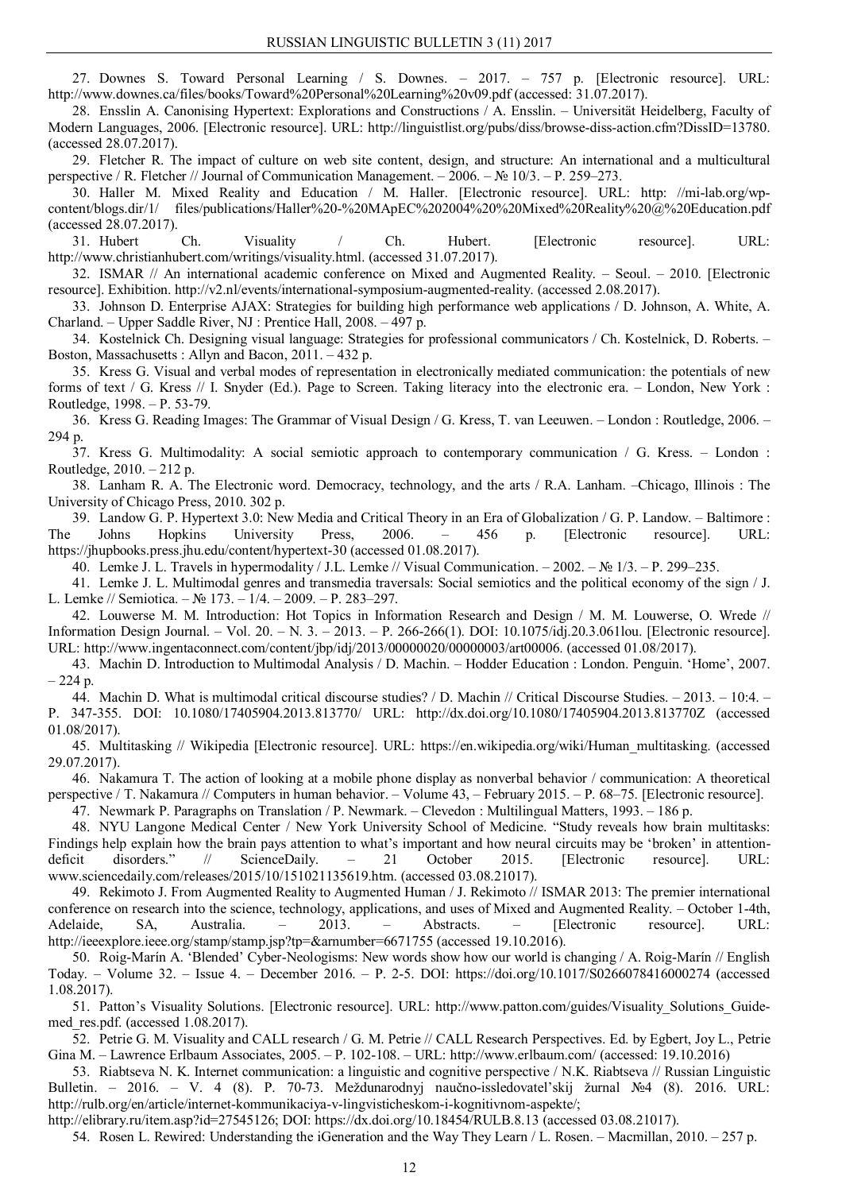27. Downes S. Toward Personal Learning / S. Downes. – 2017. – 757 p. [Electronic resource]. URL: http://www.downes.ca/files/books/Toward%20Personal%20Learning%20v09.pdf (accessed: 31.07.2017).

28. Ensslin A. Canonising Hypertext: Explorations and Constructions / A. Ensslin. – Universität Heidelberg, Faculty of Modern Languages, 2006. [Electronic resource]. URL: http://linguistlist.org/pubs/diss/browse-diss-action.cfm?DissID=13780. (accessed 28.07.2017).

29. Fletcher R. The impact of culture on web site content, design, and structure: An international and a multicultural perspective / R. Fletcher // Journal of Communication Management. – 2006. – № 10/3. – P. 259–273.

30. Haller M. Mixed Reality and Education / M. Haller. [Electronic resource]. URL: http: //mi-lab.org/wp-content/blogs.dir/1/ files/publications/Haller%20-%20MApEC%202004%20%20Mixed%20Reality%20@%20Education.pdf (accessed 28.07.2017).

31. Hubert Ch. Visuality / Ch. Hubert. [Electronic resource]. URL: http://www.christianhubert.com/writings/visuality.html. (accessed 31.07.2017).

32. ISMAR // An international academic conference on Mixed and Augmented Reality. – Seoul. – 2010. [Electronic resource]. Exhibition. http://v2.nl/events/international-symposium-augmented-reality. (accessed 2.08.2017).

33. Johnson D. Enterprise AJAX: Strategies for building high performance web applications / D. Johnson, A. White, A. Charland. – Upper Saddle River, NJ : Prentice Hall, 2008. – 497 p.

34. Kostelnick Ch. Designing visual language: Strategies for professional communicators / Ch. Kostelnick, D. Roberts. – Boston, Massachusetts : Allyn and Bacon, 2011. – 432 p.

35. Kress G. Visual and verbal modes of representation in electronically mediated communication: the potentials of new forms of text / G. Kress // I. Snyder (Ed.). Page to Screen. Taking literacy into the electronic era. – London, New York : Routledge, 1998. – P. 53-79.

36. Kress G. Reading Images: The Grammar of Visual Design / G. Kress, T. van Leeuwen. – London : Routledge, 2006. – 294 p.

37. Kress G. Multimodality: A social semiotic approach to contemporary communication / G. Kress. – London : Routledge, 2010. – 212 p.

38. Lanham R. A. The Electronic word. Democracy, technology, and the arts / R.A. Lanham. –Chicago, Illinois : The University of Chicago Press, 2010. 302 p.

39. Landow G. P. Hypertext 3.0: New Media and Critical Theory in an Era of Globalization / G. P. Landow. – Baltimore : The Johns Hopkins University Press, 2006. – 456 p. [Electronic resource]. URL: https://jhupbooks.press.jhu.edu/content/hypertext-30 (accessed 01.08.2017).

40. Lemke J. L. Travels in hypermodality / J.L. Lemke // Visual Communication. – 2002. – № 1/3. – P. 299–235.

41. Lemke J. L. Multimodal genres and transmedia traversals: Social semiotics and the political economy of the sign / J. L. Lemke // Semiotica. – № 173. – 1/4. – 2009. – P. 283–297.

42. Louwerse M. M. Introduction: Hot Topics in Information Research and Design / M. M. Louwerse, O. Wrede // Information Design Journal. – Vol. 20. – N. 3. – 2013. – P. 266-266(1). DOI: 10.1075/idj.20.3.061lou. [Electronic resource]. URL: http://www.ingentaconnect.com/content/jbp/idj/2013/00000020/00000003/art00006. (accessed 01.08/2017).

43. Machin D. Introduction to Multimodal Analysis / D. Machin. – Hodder Education : London. Penguin. 'Home', 2007. – 224 p.

44. Machin D. What is multimodal critical discourse studies? / D. Machin // Critical Discourse Studies. – 2013. – 10:4. – P. 347-355. DOI: 10.1080/17405904.2013.813770/ URL: http://dx.doi.org/10.1080/17405904.2013.813770Z (accessed 01.08/2017).

45. Multitasking // Wikipedia [Electronic resource]. URL: https://en.wikipedia.org/wiki/Human_multitasking. (accessed 29.07.2017).

46. Nakamura T. The action of looking at a mobile phone display as nonverbal behavior / communication: A theoretical perspective / T. Nakamura // Computers in human behavior. – Volume 43, – February 2015. – P. 68–75. [Electronic resource].

47. Newmark P. Paragraphs on Translation / P. Newmark. – Clevedon : Multilingual Matters, 1993. – 186 p.

48. NYU Langone Medical Center / New York University School of Medicine. "Study reveals how brain multitasks: Findings help explain how the brain pays attention to what's important and how neural circuits may be 'broken' in attention-deficit disorders." // ScienceDaily. – 21 October 2015. [Electronic resource]. URL: www.sciencedaily.com/releases/2015/10/151021135619.htm. (accessed 03.08.21017).

49. Rekimoto J. From Augmented Reality to Augmented Human / J. Rekimoto // ISMAR 2013: The premier international conference on research into the science, technology, applications, and uses of Mixed and Augmented Reality. – October 1-4th, Adelaide, SA, Australia. – 2013. – Abstracts. – [Electronic resource]. URL: http://ieeexplore.ieee.org/stamp/stamp.jsp?tp=&arnumber=6671755 (accessed 19.10.2016).

50. Roig-Marín A. 'Blended' Cyber-Neologisms: New words show how our world is changing / A. Roig-Marín // English Today. – Volume 32. – Issue 4. – December 2016. – P. 2-5. DOI: https://doi.org/10.1017/S0266078416000274 (accessed 1.08.2017).

51. Patton's Visuality Solutions. [Electronic resource]. URL: http://www.patton.com/guides/Visuality_Solutions_Guide-med_res.pdf. (accessed 1.08.2017).

52. Petrie G. M. Visuality and CALL research / G. M. Petrie // CALL Research Perspectives. Ed. by Egbert, Joy L., Petrie Gina M. – Lawrence Erlbaum Associates, 2005. – P. 102-108. – URL: http://www.erlbaum.com/ (accessed: 19.10.2016)

53. Riabtseva N. K. Internet communication: a linguistic and cognitive perspective / N.K. Riabtseva // Russian Linguistic Bulletin. – 2016. – V. 4 (8). P. 70-73. Meždunarodnyj naučno-issledovatel'skij žurnal №4 (8). 2016. URL: http://rulb.org/en/article/internet-kommunikaciya-v-lingvisticheskom-i-kognitivnom-aspekte/; http://elibrary.ru/item.asp?id=27545126; DOI: https://dx.doi.org/10.18454/RULB.8.13 (accessed 03.08.21017).

54. Rosen L. Rewired: Understanding the iGeneration and the Way They Learn / L. Rosen. – Macmillan, 2010. – 257 p.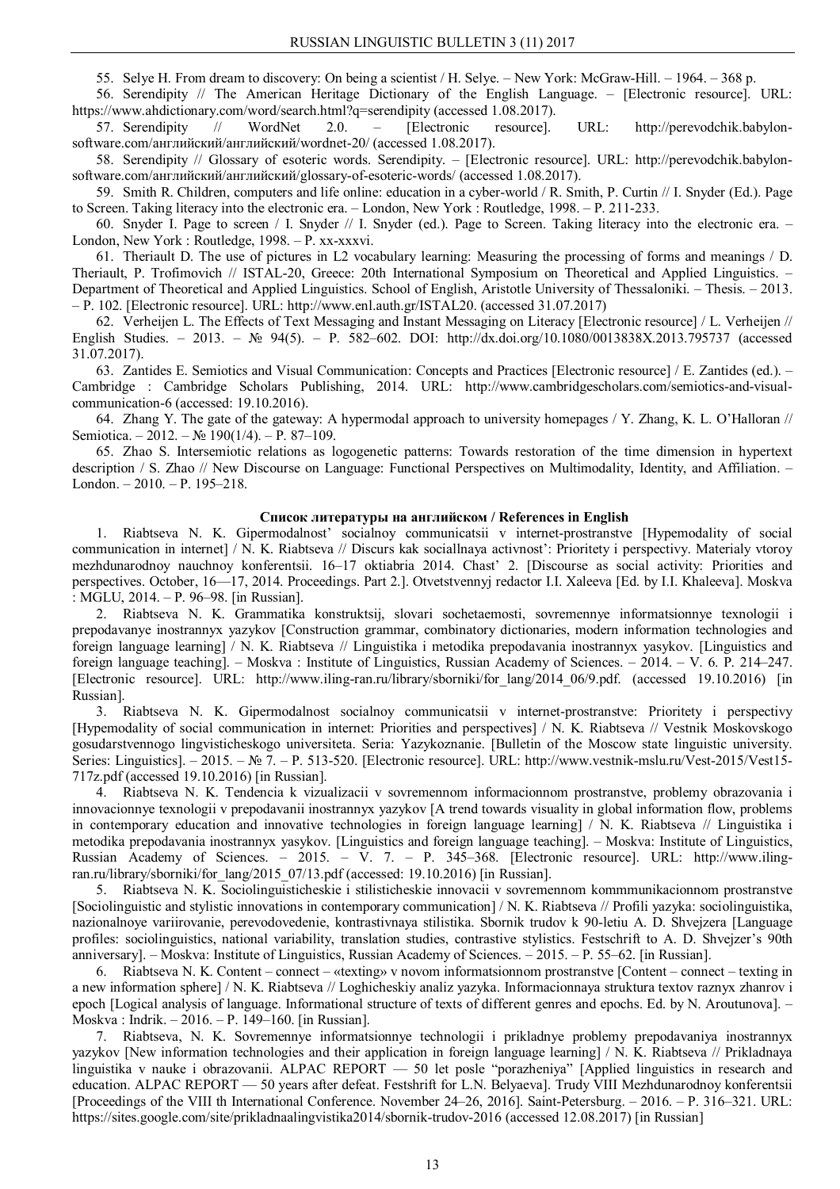55. Selye H. From dream to discovery: On being a scientist / H. Selye. – New York: McGraw-Hill. – 1964. – 368 p.

56. Serendipity // The American Heritage Dictionary of the English Language. – [Electronic resource]. URL: https://www.ahdictionary.com/word/search.html?q=serendipity (accessed 1.08.2017).

57. Serendipity // WordNet 2.0. – [Electronic resource]. URL: http://perevodchik.babylon-software.com/английский/английский/wordnet-20/ (accessed 1.08.2017).

58. Serendipity // Glossary of esoteric words. Serendipity. – [Electronic resource]. URL: http://perevodchik.babylon-software.com/английский/английский/glossary-of-esoteric-words/ (accessed 1.08.2017).

59. Smith R. Children, computers and life online: education in a cyber-world / R. Smith, P. Curtin // I. Snyder (Ed.). Page to Screen. Taking literacy into the electronic era. – London, New York : Routledge, 1998. – P. 211-233.

60. Snyder I. Page to screen / I. Snyder // I. Snyder (ed.). Page to Screen. Taking literacy into the electronic era. – London, New York : Routledge, 1998. – P. xx-xxxvi.

61. Theriault D. The use of pictures in L2 vocabulary learning: Measuring the processing of forms and meanings / D. Theriault, P. Trofimovich // ISTAL-20, Greece: 20th International Symposium on Theoretical and Applied Linguistics. – Department of Theoretical and Applied Linguistics. School of English, Aristotle University of Thessaloniki. – Thesis. – 2013. – P. 102. [Electronic resource]. URL: http://www.enl.auth.gr/ISTAL20. (accessed 31.07.2017)

62. Verheijen L. The Effects of Text Messaging and Instant Messaging on Literacy [Electronic resource] / L. Verheijen // English Studies. – 2013. – № 94(5). – P. 582–602. DOI: http://dx.doi.org/10.1080/0013838X.2013.795737 (accessed 31.07.2017).

63. Zantides E. Semiotics and Visual Communication: Concepts and Practices [Electronic resource] / E. Zantides (ed.). – Cambridge : Cambridge Scholars Publishing, 2014. URL: http://www.cambridgescholars.com/semiotics-and-visual-communication-6 (accessed: 19.10.2016).

64. Zhang Y. The gate of the gateway: A hypermodal approach to university homepages / Y. Zhang, K. L. O'Halloran // Semiotica. – 2012. – № 190(1/4). – P. 87–109.

65. Zhao S. Intersemiotic relations as logogenetic patterns: Towards restoration of the time dimension in hypertext description / S. Zhao // New Discourse on Language: Functional Perspectives on Multimodality, Identity, and Affiliation. – London. – 2010. – P. 195–218.

## Список литературы на английском / References in English

1. Riabtseva N. K. Gipermodalnost' socialnoy communicatsii v internet-prostranstve [Hypemodality of social communication in internet] / N. K. Riabtseva // Discurs kak sociallnaya activnost': Prioritety i perspectivy. Materialy vtoroy mezhdunarodnoy nauchnoy konferentsii. 16–17 oktiabria 2014. Chast' 2. [Discourse as social activity: Priorities and perspectives. October, 16—17, 2014. Proceedings. Part 2.]. Otvetstvennyj redactor I.I. Xaleeva [Ed. by I.I. Khaleeva]. Moskva : MGLU, 2014. – P. 96–98. [in Russian].

2. Riabtseva N. K. Grammatika konstruktsij, slovari sochetaemosti, sovremennye informatsionnye texnologii i prepodavanye inostrannyx yazykov [Construction grammar, combinatory dictionaries, modern information technologies and foreign language learning] / N. K. Riabtseva // Linguistika i metodika prepodavania inostrannyx yasykov. [Linguistics and foreign language teaching]. – Moskva : Institute of Linguistics, Russian Academy of Sciences. – 2014. – V. 6. P. 214–247. [Electronic resource]. URL: http://www.iling-ran.ru/library/sborniki/for_lang/2014_06/9.pdf. (accessed 19.10.2016) [in Russian].

3. Riabtseva N. K. Gipermodalnost socialnoy communicatsii v internet-prostranstve: Prioritety i perspectivy [Hypemodality of social communication in internet: Priorities and perspectives] / N. K. Riabtseva // Vestnik Moskovskogo gosudarstvennogo lingvisticheskogo universiteta. Seria: Yazykoznanie. [Bulletin of the Moscow state linguistic university. Series: Linguistics]. – 2015. – № 7. – P. 513-520. [Electronic resource]. URL: http://www.vestnik-mslu.ru/Vest-2015/Vest15-717z.pdf (accessed 19.10.2016) [in Russian].

4. Riabtseva N. K. Tendencia k vizualizacii v sovremennom informacionnom prostranstve, problemy obrazovania i innovacionnye texnologii v prepodavanii inostrannyx yazykov [A trend towards visuality in global information flow, problems in contemporary education and innovative technologies in foreign language learning] / N. K. Riabtseva // Linguistika i metodika prepodavania inostrannyx yasykov. [Linguistics and foreign language teaching]. – Moskva: Institute of Linguistics, Russian Academy of Sciences. – 2015. – V. 7. – P. 345–368. [Electronic resource]. URL: http://www.iling-ran.ru/library/sborniki/for_lang/2015_07/13.pdf (accessed: 19.10.2016) [in Russian].

5. Riabtseva N. K. Sociolinguisticheskie i stilisticheskie innovacii v sovremennom kommmunikacionnom prostranstve [Sociolinguistic and stylistic innovations in contemporary communication] / N. K. Riabtseva // Profili yazyka: sociolinguistika, nazionalnoye variirovanie, perevodovedenie, kontrastivnaya stilistika. Sbornik trudov k 90-letiu A. D. Shvejzera [Language profiles: sociolinguistics, national variability, translation studies, contrastive stylistics. Festschrift to A. D. Shvejzer's 90th anniversary]. – Moskva: Institute of Linguistics, Russian Academy of Sciences. – 2015. – P. 55–62. [in Russian].

6. Riabtseva N. K. Content – connect – «texting» v novom informatsionnom prostranstve [Content – connect – texting in a new information sphere] / N. K. Riabtseva // Loghicheskiy analiz yazyka. Informacionnaya struktura textov raznyx zhanrov i epoch [Logical analysis of language. Informational structure of texts of different genres and epochs. Ed. by N. Aroutunova]. – Moskva : Indrik. – 2016. – P. 149–160. [in Russian].

7. Riabtseva, N. K. Sovremennye informatsionnye technologii i prikladnye problemy prepodavaniya inostrannyx yazykov [New information technologies and their application in foreign language learning] / N. K. Riabtseva // Prikladnaya linguistika v nauke i obrazovanii. ALPAC REPORT — 50 let posle "porazheniya" [Applied linguistics in research and education. ALPAC REPORT — 50 years after defeat. Festshrift for L.N. Belyaeva]. Trudy VIII Mezhdunarodnoy konferentsii [Proceedings of the VIII th International Conference. November 24–26, 2016]. Saint-Petersburg. – 2016. – P. 316–321. URL: https://sites.google.com/site/prikladnaalingvistika2014/sbornik-trudov-2016 (accessed 12.08.2017) [in Russian]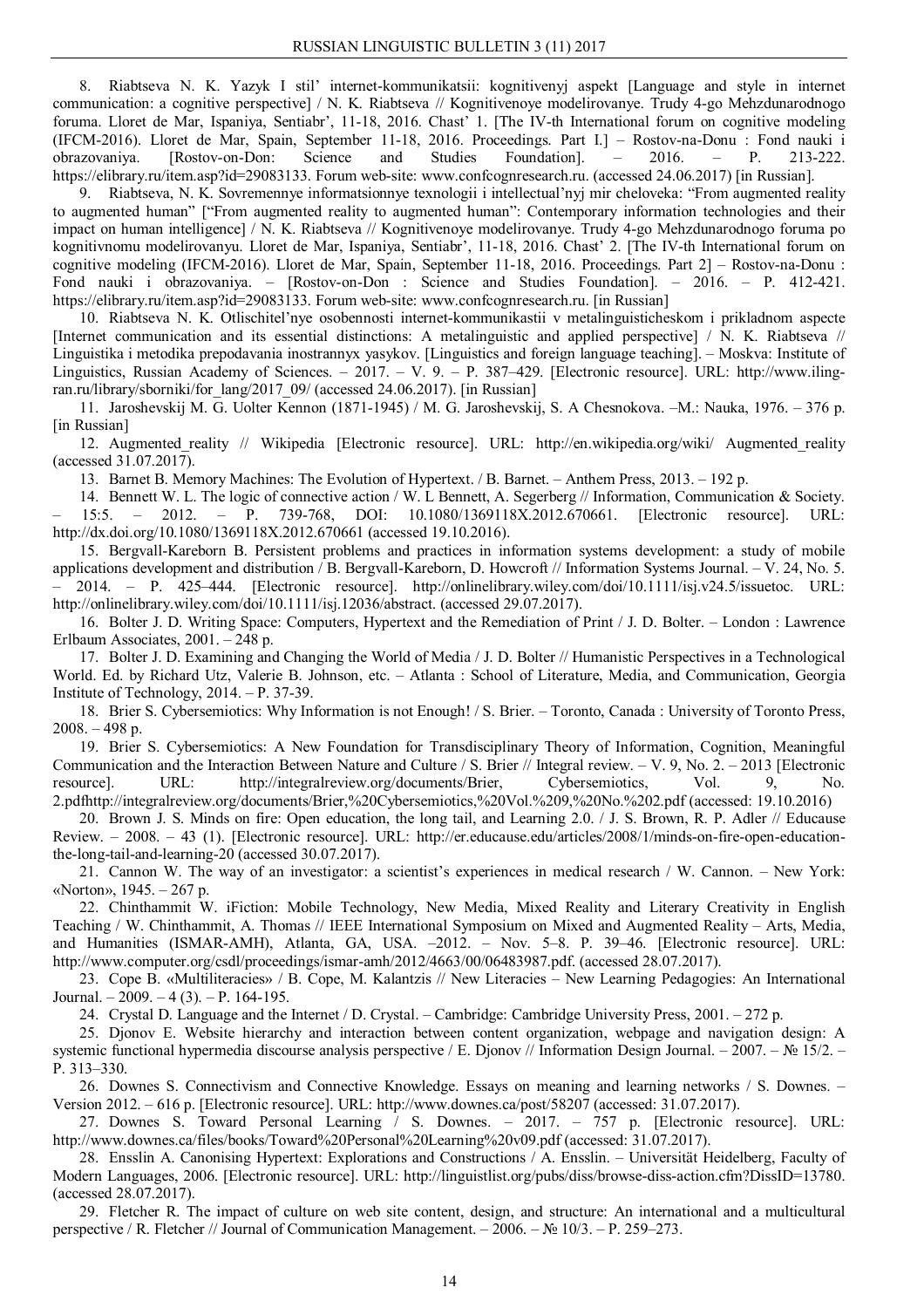8. Riabtseva N. K. Yazyk I stil' internet-kommunikatsii: kognitivenyj aspekt [Language and style in internet communication: a cognitive perspective] / N. K. Riabtseva // Kognitivenoye modelirovanye. Trudy 4-go Mehzdunarodnogo foruma. Lloret de Mar, Ispaniya, Sentiabr', 11-18, 2016. Chast' 1. [The IV-th International forum on cognitive modeling (IFCM-2016). Lloret de Mar, Spain, September 11-18, 2016. Proceedings. Part I.] – Rostov-na-Donu : Fond nauki i obrazovaniya. [Rostov-on-Don: Science and Studies Foundation]. – 2016. – P. 213-222. https://elibrary.ru/item.asp?id=29083133. Forum web-site: www.confcognresearch.ru. (accessed 24.06.2017) [in Russian].

9. Riabtseva, N. K. Sovremennye informatsionnye texnologii i intellectual'nyj mir cheloveka: "From augmented reality to augmented human" ["From augmented reality to augmented human": Contemporary information technologies and their impact on human intelligence] / N. K. Riabtseva // Kognitivenoye modelirovanye. Trudy 4-go Mehzdunarodnogo foruma po kognitivnomu modelirovanyu. Lloret de Mar, Ispaniya, Sentiabr', 11-18, 2016. Chast' 2. [The IV-th International forum on cognitive modeling (IFCM-2016). Lloret de Mar, Spain, September 11-18, 2016. Proceedings. Part 2] – Rostov-na-Donu : Fond nauki i obrazovaniya. – [Rostov-on-Don : Science and Studies Foundation]. – 2016. – P. 412-421. https://elibrary.ru/item.asp?id=29083133. Forum web-site: www.confcognresearch.ru. [in Russian]

10. Riabtseva N. K. Otlischitel'nye osobennosti internet-kommunikastii v metalinguisticheskom i prikladnom aspecte [Internet communication and its essential distinctions: A metalinguistic and applied perspective] / N. K. Riabtseva // Linguistika i metodika prepodavania inostrannyx yasykov. [Linguistics and foreign language teaching]. – Moskva: Institute of Linguistics, Russian Academy of Sciences. – 2017. – V. 9. – P. 387–429. [Electronic resource]. URL: http://www.iling-ran.ru/library/sborniki/for_lang/2017_09/ (accessed 24.06.2017). [in Russian]

11. Jaroshevskij M. G. Uolter Kennon (1871-1945) / M. G. Jaroshevskij, S. A Chesnokova. –M.: Nauka, 1976. – 376 p. [in Russian]

12. Augmented_reality // Wikipedia [Electronic resource]. URL: http://en.wikipedia.org/wiki/ Augmented_reality (accessed 31.07.2017).

13. Barnet B. Memory Machines: The Evolution of Hypertext. / B. Barnet. – Anthem Press, 2013. – 192 p.

14. Bennett W. L. The logic of connective action / W. L Bennett, A. Segerberg // Information, Communication & Society. – 15:5. – 2012. – P. 739-768, DOI: 10.1080/1369118X.2012.670661. [Electronic resource]. URL: http://dx.doi.org/10.1080/1369118X.2012.670661 (accessed 19.10.2016).

15. Bergvall-Kareborn B. Persistent problems and practices in information systems development: a study of mobile applications development and distribution / B. Bergvall-Kareborn, D. Howcroft // Information Systems Journal. – V. 24, No. 5. – 2014. – P. 425–444. [Electronic resource]. http://onlinelibrary.wiley.com/doi/10.1111/isj.v24.5/issuetoc. URL: http://onlinelibrary.wiley.com/doi/10.1111/isj.12036/abstract. (accessed 29.07.2017).

16. Bolter J. D. Writing Space: Computers, Hypertext and the Remediation of Print / J. D. Bolter. – London : Lawrence Erlbaum Associates, 2001. – 248 p.

17. Bolter J. D. Examining and Changing the World of Media / J. D. Bolter // Humanistic Perspectives in a Technological World. Ed. by Richard Utz, Valerie B. Johnson, etc. – Atlanta : School of Literature, Media, and Communication, Georgia Institute of Technology, 2014. – P. 37-39.

18. Brier S. Cybersemiotics: Why Information is not Enough! / S. Brier. – Toronto, Canada : University of Toronto Press, 2008. – 498 p.

19. Brier S. Cybersemiotics: A New Foundation for Transdisciplinary Theory of Information, Cognition, Meaningful Communication and the Interaction Between Nature and Culture / S. Brier // Integral review. – V. 9, No. 2. – 2013 [Electronic resource]. URL: http://integralreview.org/documents/Brier, Cybersemiotics, Vol. 9, No. 2.pdfhttp://integralreview.org/documents/Brier,%20Cybersemiotics,%20Vol.%209,%20No.%202.pdf (accessed: 19.10.2016)

20. Brown J. S. Minds on fire: Open education, the long tail, and Learning 2.0. / J. S. Brown, R. P. Adler // Educause Review. – 2008. – 43 (1). [Electronic resource]. URL: http://er.educause.edu/articles/2008/1/minds-on-fire-open-education-the-long-tail-and-learning-20 (accessed 30.07.2017).

21. Cannon W. The way of an investigator: a scientist's experiences in medical research / W. Cannon. – New York: «Norton», 1945. – 267 p.

22. Chinthammit W. iFiction: Mobile Technology, New Media, Mixed Reality and Literary Creativity in English Teaching / W. Chinthammit, A. Thomas // IEEE International Symposium on Mixed and Augmented Reality – Arts, Media, and Humanities (ISMAR-AMH), Atlanta, GA, USA. –2012. – Nov. 5–8. P. 39–46. [Electronic resource]. URL: http://www.computer.org/csdl/proceedings/ismar-amh/2012/4663/00/06483987.pdf. (accessed 28.07.2017).

23. Cope B. «Multiliteracies» / B. Cope, M. Kalantzis // New Literacies – New Learning Pedagogies: An International Journal. – 2009. – 4 (3). – P. 164-195.

24. Crystal D. Language and the Internet / D. Crystal. – Cambridge: Cambridge University Press, 2001. – 272 p.

25. Djonov E. Website hierarchy and interaction between content organization, webpage and navigation design: A systemic functional hypermedia discourse analysis perspective / E. Djonov // Information Design Journal. – 2007. – № 15/2. – P. 313–330.

26. Downes S. Connectivism and Connective Knowledge. Essays on meaning and learning networks / S. Downes. – Version 2012. – 616 p. [Electronic resource]. URL: http://www.downes.ca/post/58207 (accessed: 31.07.2017).

27. Downes S. Toward Personal Learning / S. Downes. – 2017. – 757 p. [Electronic resource]. URL: http://www.downes.ca/files/books/Toward%20Personal%20Learning%20v09.pdf (accessed: 31.07.2017).

28. Ensslin A. Canonising Hypertext: Explorations and Constructions / A. Ensslin. – Universität Heidelberg, Faculty of Modern Languages, 2006. [Electronic resource]. URL: http://linguistlist.org/pubs/diss/browse-diss-action.cfm?DissID=13780. (accessed 28.07.2017).

29. Fletcher R. The impact of culture on web site content, design, and structure: An international and a multicultural perspective / R. Fletcher // Journal of Communication Management. – 2006. – № 10/3. – P. 259–273.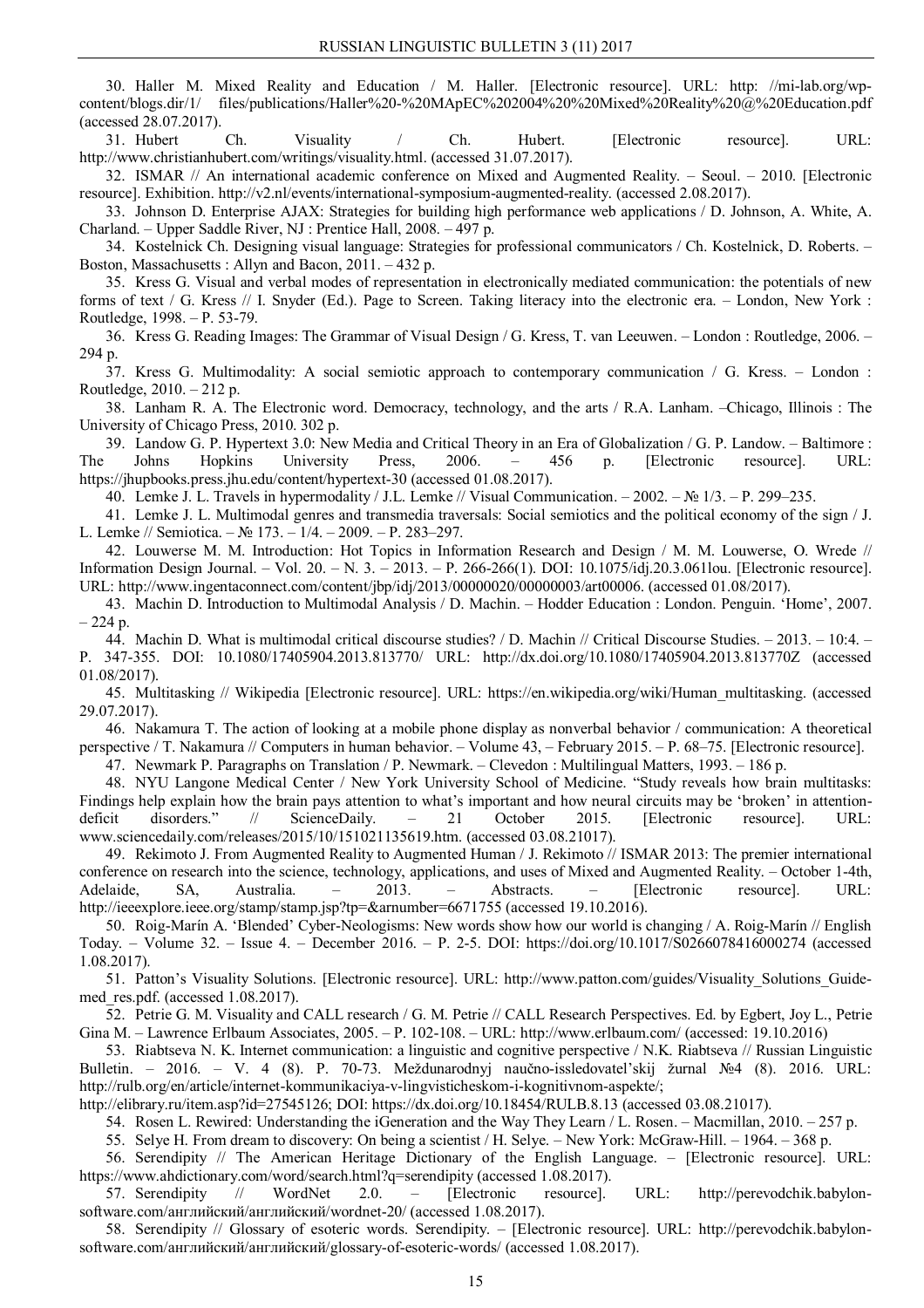30. Haller M. Mixed Reality and Education / M. Haller. [Electronic resource]. URL: http: //mi-lab.org/wp-content/blogs.dir/1/ files/publications/Haller%20-%20MApEC%202004%20%20Mixed%20Reality%20@%20Education.pdf (accessed 28.07.2017).

31. Hubert Ch. Visuality / Ch. Hubert. [Electronic resource]. URL: http://www.christianhubert.com/writings/visuality.html. (accessed 31.07.2017).

32. ISMAR // An international academic conference on Mixed and Augmented Reality. – Seoul. – 2010. [Electronic resource]. Exhibition. http://v2.nl/events/international-symposium-augmented-reality. (accessed 2.08.2017).

33. Johnson D. Enterprise AJAX: Strategies for building high performance web applications / D. Johnson, A. White, A. Charland. – Upper Saddle River, NJ : Prentice Hall, 2008. – 497 p.

34. Kostelnick Ch. Designing visual language: Strategies for professional communicators / Ch. Kostelnick, D. Roberts. – Boston, Massachusetts : Allyn and Bacon, 2011. – 432 p.

35. Kress G. Visual and verbal modes of representation in electronically mediated communication: the potentials of new forms of text / G. Kress // I. Snyder (Ed.). Page to Screen. Taking literacy into the electronic era. – London, New York : Routledge, 1998. – P. 53-79.

36. Kress G. Reading Images: The Grammar of Visual Design / G. Kress, T. van Leeuwen. – London : Routledge, 2006. – 294 p.

37. Kress G. Multimodality: A social semiotic approach to contemporary communication / G. Kress. – London : Routledge, 2010. – 212 p.

38. Lanham R. A. The Electronic word. Democracy, technology, and the arts / R.A. Lanham. –Chicago, Illinois : The University of Chicago Press, 2010. 302 p.

39. Landow G. P. Hypertext 3.0: New Media and Critical Theory in an Era of Globalization / G. P. Landow. – Baltimore : The Johns Hopkins University Press, 2006. – 456 p. [Electronic resource]. URL: https://jhupbooks.press.jhu.edu/content/hypertext-30 (accessed 01.08.2017).

40. Lemke J. L. Travels in hypermodality / J.L. Lemke // Visual Communication. – 2002. – № 1/3. – P. 299–235.

41. Lemke J. L. Multimodal genres and transmedia traversals: Social semiotics and the political economy of the sign / J. L. Lemke // Semiotica. – № 173. – 1/4. – 2009. – P. 283–297.

42. Louwerse M. M. Introduction: Hot Topics in Information Research and Design / M. M. Louwerse, O. Wrede // Information Design Journal. – Vol. 20. – N. 3. – 2013. – P. 266-266(1). DOI: 10.1075/idj.20.3.061lou. [Electronic resource]. URL: http://www.ingentaconnect.com/content/jbp/idj/2013/00000020/00000003/art00006. (accessed 01.08/2017).

43. Machin D. Introduction to Multimodal Analysis / D. Machin. – Hodder Education : London. Penguin. 'Home', 2007. – 224 p.

44. Machin D. What is multimodal critical discourse studies? / D. Machin // Critical Discourse Studies. – 2013. – 10:4. – P. 347-355. DOI: 10.1080/17405904.2013.813770/ URL: http://dx.doi.org/10.1080/17405904.2013.813770Z (accessed 01.08/2017).

45. Multitasking // Wikipedia [Electronic resource]. URL: https://en.wikipedia.org/wiki/Human_multitasking. (accessed 29.07.2017).

46. Nakamura T. The action of looking at a mobile phone display as nonverbal behavior / communication: A theoretical perspective / T. Nakamura // Computers in human behavior. – Volume 43, – February 2015. – P. 68–75. [Electronic resource].

47. Newmark P. Paragraphs on Translation / P. Newmark. – Clevedon : Multilingual Matters, 1993. – 186 p.

48. NYU Langone Medical Center / New York University School of Medicine. "Study reveals how brain multitasks: Findings help explain how the brain pays attention to what's important and how neural circuits may be 'broken' in attention-deficit disorders." // ScienceDaily. – 21 October 2015. [Electronic resource]. URL: www.sciencedaily.com/releases/2015/10/151021135619.htm. (accessed 03.08.21017).

49. Rekimoto J. From Augmented Reality to Augmented Human / J. Rekimoto // ISMAR 2013: The premier international conference on research into the science, technology, applications, and uses of Mixed and Augmented Reality. – October 1-4th, Adelaide, SA, Australia. – 2013. – Abstracts. – [Electronic resource]. URL: http://ieeexplore.ieee.org/stamp/stamp.jsp?tp=&arnumber=6671755 (accessed 19.10.2016).

50. Roig-Marín A. 'Blended' Cyber-Neologisms: New words show how our world is changing / A. Roig-Marín // English Today. – Volume 32. – Issue 4. – December 2016. – P. 2-5. DOI: https://doi.org/10.1017/S0266078416000274 (accessed 1.08.2017).

51. Patton's Visuality Solutions. [Electronic resource]. URL: http://www.patton.com/guides/Visuality_Solutions_Guide-med_res.pdf. (accessed 1.08.2017).

52. Petrie G. M. Visuality and CALL research / G. M. Petrie // CALL Research Perspectives. Ed. by Egbert, Joy L., Petrie Gina M. – Lawrence Erlbaum Associates, 2005. – P. 102-108. – URL: http://www.erlbaum.com/ (accessed: 19.10.2016)

53. Riabtseva N. K. Internet communication: a linguistic and cognitive perspective / N.K. Riabtseva // Russian Linguistic Bulletin. – 2016. – V. 4 (8). P. 70-73. Meždunarodnyj naučno-issledovatel'skij žurnal №4 (8). 2016. URL: http://rulb.org/en/article/internet-kommunikaciya-v-lingvisticheskom-i-kognitivnom-aspekte/; http://elibrary.ru/item.asp?id=27545126; DOI: https://dx.doi.org/10.18454/RULB.8.13 (accessed 03.08.21017).

54. Rosen L. Rewired: Understanding the iGeneration and the Way They Learn / L. Rosen. – Macmillan, 2010. – 257 p.

55. Selye H. From dream to discovery: On being a scientist / H. Selye. – New York: McGraw-Hill. – 1964. – 368 p.

56. Serendipity // The American Heritage Dictionary of the English Language. – [Electronic resource]. URL: https://www.ahdictionary.com/word/search.html?q=serendipity (accessed 1.08.2017).

57. Serendipity // WordNet 2.0. – [Electronic resource]. URL: http://perevodchik.babylon-software.com/английский/английский/wordnet-20/ (accessed 1.08.2017).

58. Serendipity // Glossary of esoteric words. Serendipity. – [Electronic resource]. URL: http://perevodchik.babylon-software.com/английский/английский/glossary-of-esoteric-words/ (accessed 1.08.2017).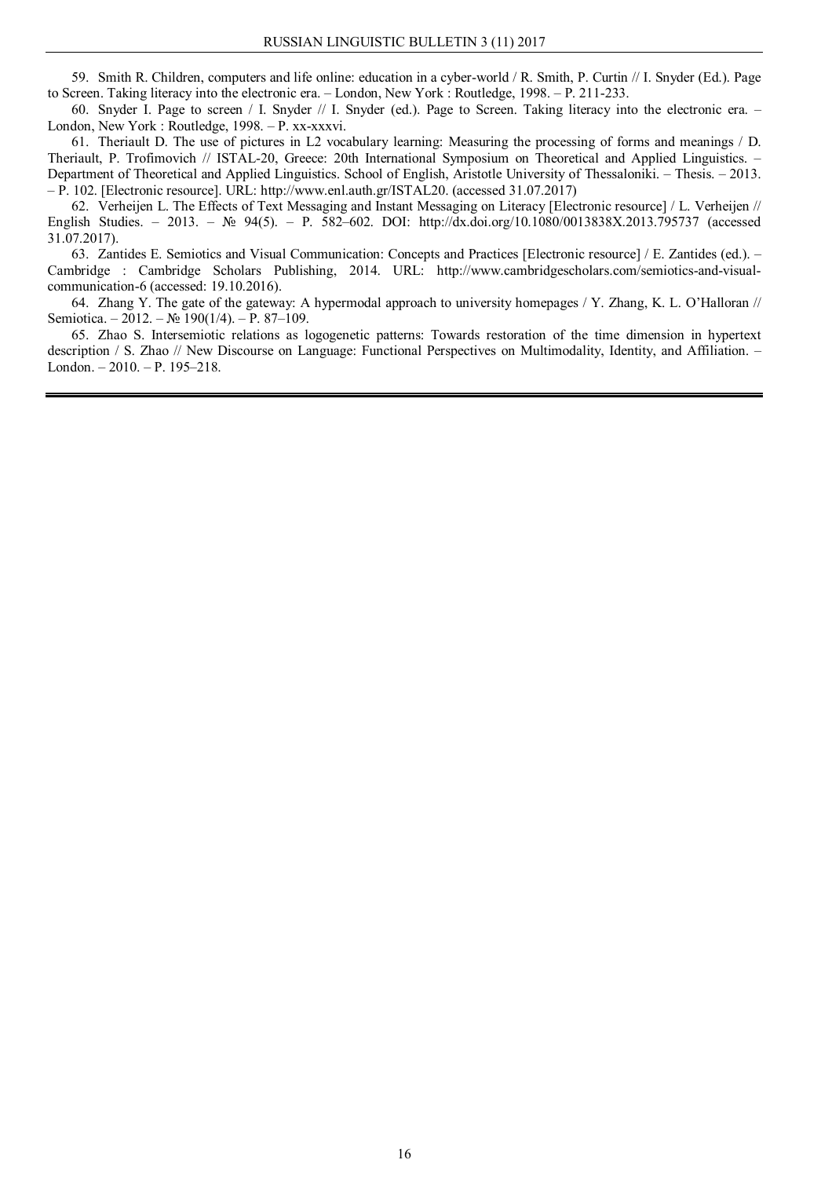59. Smith R. Children, computers and life online: education in a cyber-world / R. Smith, P. Curtin // I. Snyder (Ed.). Page to Screen. Taking literacy into the electronic era. – London, New York : Routledge, 1998. – P. 211-233.

60. Snyder I. Page to screen / I. Snyder // I. Snyder (ed.). Page to Screen. Taking literacy into the electronic era. – London, New York : Routledge, 1998. – P. xx-xxxvi.

61. Theriault D. The use of pictures in L2 vocabulary learning: Measuring the processing of forms and meanings / D. Theriault, P. Trofimovich // ISTAL-20, Greece: 20th International Symposium on Theoretical and Applied Linguistics. – Department of Theoretical and Applied Linguistics. School of English, Aristotle University of Thessaloniki. – Thesis. – 2013. – P. 102. [Electronic resource]. URL: http://www.enl.auth.gr/ISTAL20. (accessed 31.07.2017)

62. Verheijen L. The Effects of Text Messaging and Instant Messaging on Literacy [Electronic resource] / L. Verheijen // English Studies. – 2013. – № 94(5). – P. 582–602. DOI: http://dx.doi.org/10.1080/0013838X.2013.795737 (accessed 31.07.2017).

63. Zantides E. Semiotics and Visual Communication: Concepts and Practices [Electronic resource] / E. Zantides (ed.). – Cambridge : Cambridge Scholars Publishing, 2014. URL: http://www.cambridgescholars.com/semiotics-and-visual-communication-6 (accessed: 19.10.2016).

64. Zhang Y. The gate of the gateway: A hypermodal approach to university homepages / Y. Zhang, K. L. O'Halloran // Semiotica. – 2012. – № 190(1/4). – P. 87–109.

65. Zhao S. Intersemiotic relations as logogenetic patterns: Towards restoration of the time dimension in hypertext description / S. Zhao // New Discourse on Language: Functional Perspectives on Multimodality, Identity, and Affiliation. – London. – 2010. – P. 195–218.